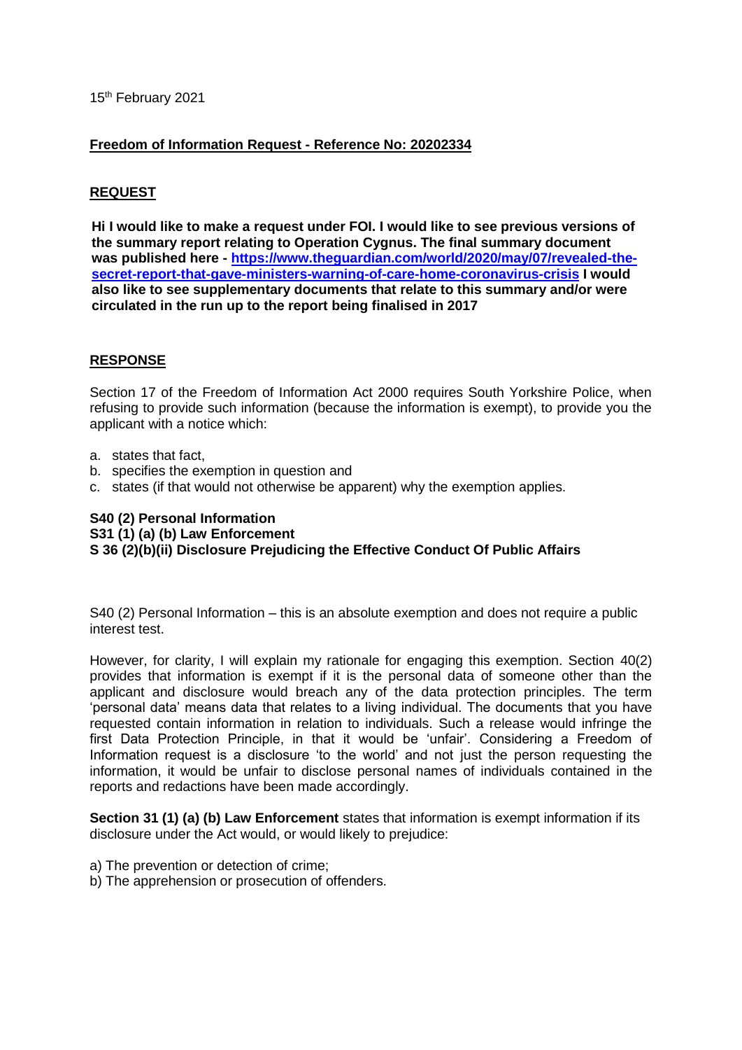15th February 2021

**Freedom of Information Request - Reference No: 20202334**

**REQUEST**

**Hi I would like to make a request under FOI. I would like to see previous versions of the summary report relating to Operation Cygnus. The final summary document was published here - [https://www.theguardian.com/world/2020/may/07/revealed-the-secret-report-that-gave-ministers-warning-of-care-home-coronavirus-crisis](https://www.theguardian.com/world/2020/may/07/revealed-the-secret-report-that-gave-ministers-warning-of-care-home-coronavirus-crisis) I would also like to see supplementary documents that relate to this summary and/or were circulated in the run up to the report being finalised in 2017**

**RESPONSE**

Section 17 of the Freedom of Information Act 2000 requires South Yorkshire Police, when refusing to provide such information (because the information is exempt), to provide you the applicant with a notice which:

a. states that fact,
b. specifies the exemption in question and
c. states (if that would not otherwise be apparent) why the exemption applies.

**S40 (2) Personal Information**
**S31 (1) (a) (b) Law Enforcement**
**S 36 (2)(b)(ii) Disclosure Prejudicing the Effective Conduct Of Public Affairs**

S40 (2) Personal Information – this is an absolute exemption and does not require a public interest test.

However, for clarity, I will explain my rationale for engaging this exemption. Section 40(2) provides that information is exempt if it is the personal data of someone other than the applicant and disclosure would breach any of the data protection principles. The term 'personal data' means data that relates to a living individual. The documents that you have requested contain information in relation to individuals. Such a release would infringe the first Data Protection Principle, in that it would be 'unfair'. Considering a Freedom of Information request is a disclosure 'to the world' and not just the person requesting the information, it would be unfair to disclose personal names of individuals contained in the reports and redactions have been made accordingly.

**Section 31 (1) (a) (b) Law Enforcement** states that information is exempt information if its disclosure under the Act would, or would likely to prejudice:

a) The prevention or detection of crime;
b) The apprehension or prosecution of offenders.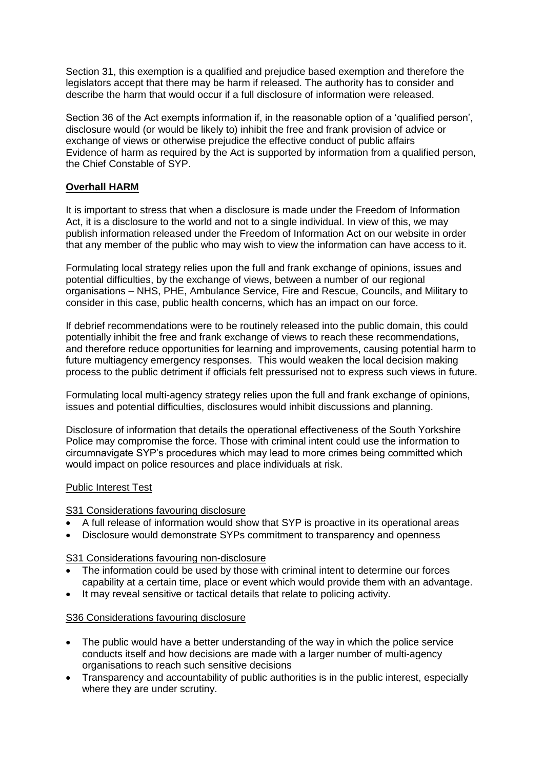Section 31, this exemption is a qualified and prejudice based exemption and therefore the legislators accept that there may be harm if released. The authority has to consider and describe the harm that would occur if a full disclosure of information were released.

Section 36 of the Act exempts information if, in the reasonable option of a 'qualified person', disclosure would (or would be likely to) inhibit the free and frank provision of advice or exchange of views or otherwise prejudice the effective conduct of public affairs
Evidence of harm as required by the Act is supported by information from a qualified person, the Chief Constable of SYP.

**Overhall HARM**

It is important to stress that when a disclosure is made under the Freedom of Information Act, it is a disclosure to the world and not to a single individual. In view of this, we may publish information released under the Freedom of Information Act on our website in order that any member of the public who may wish to view the information can have access to it.

Formulating local strategy relies upon the full and frank exchange of opinions, issues and potential difficulties, by the exchange of views, between a number of our regional organisations – NHS, PHE, Ambulance Service, Fire and Rescue, Councils, and Military to consider in this case, public health concerns, which has an impact on our force.

If debrief recommendations were to be routinely released into the public domain, this could potentially inhibit the free and frank exchange of views to reach these recommendations, and therefore reduce opportunities for learning and improvements, causing potential harm to future multiagency emergency responses. This would weaken the local decision making process to the public detriment if officials felt pressurised not to express such views in future.

Formulating local multi-agency strategy relies upon the full and frank exchange of opinions, issues and potential difficulties, disclosures would inhibit discussions and planning.

Disclosure of information that details the operational effectiveness of the South Yorkshire Police may compromise the force. Those with criminal intent could use the information to circumnavigate SYP's procedures which may lead to more crimes being committed which would impact on police resources and place individuals at risk.

Public Interest Test

S31 Considerations favouring disclosure

- A full release of information would show that SYP is proactive in its operational areas
- Disclosure would demonstrate SYPs commitment to transparency and openness

S31 Considerations favouring non-disclosure

- The information could be used by those with criminal intent to determine our forces capability at a certain time, place or event which would provide them with an advantage.
- It may reveal sensitive or tactical details that relate to policing activity.

S36 Considerations favouring disclosure

- The public would have a better understanding of the way in which the police service conducts itself and how decisions are made with a larger number of multi-agency organisations to reach such sensitive decisions
- Transparency and accountability of public authorities is in the public interest, especially where they are under scrutiny.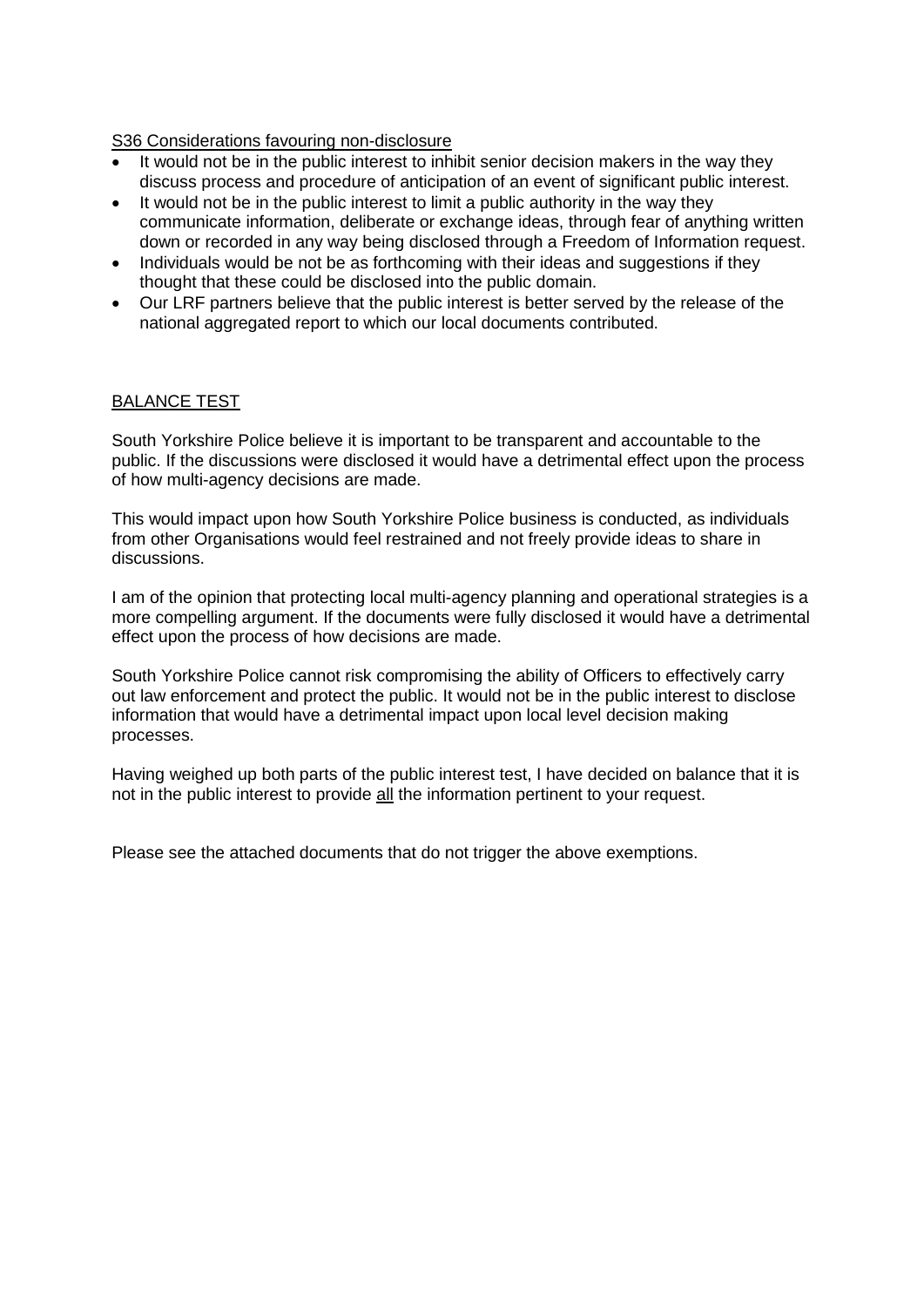S36 Considerations favouring non-disclosure

- It would not be in the public interest to inhibit senior decision makers in the way they discuss process and procedure of anticipation of an event of significant public interest.
- It would not be in the public interest to limit a public authority in the way they communicate information, deliberate or exchange ideas, through fear of anything written down or recorded in any way being disclosed through a Freedom of Information request.
- Individuals would be not be as forthcoming with their ideas and suggestions if they thought that these could be disclosed into the public domain.
- Our LRF partners believe that the public interest is better served by the release of the national aggregated report to which our local documents contributed.

BALANCE TEST

South Yorkshire Police believe it is important to be transparent and accountable to the public. If the discussions were disclosed it would have a detrimental effect upon the process of how multi-agency decisions are made.

This would impact upon how South Yorkshire Police business is conducted, as individuals from other Organisations would feel restrained and not freely provide ideas to share in discussions.

I am of the opinion that protecting local multi-agency planning and operational strategies is a more compelling argument. If the documents were fully disclosed it would have a detrimental effect upon the process of how decisions are made.

South Yorkshire Police cannot risk compromising the ability of Officers to effectively carry out law enforcement and protect the public. It would not be in the public interest to disclose information that would have a detrimental impact upon local level decision making processes.

Having weighed up both parts of the public interest test, I have decided on balance that it is not in the public interest to provide all the information pertinent to your request.

Please see the attached documents that do not trigger the above exemptions.